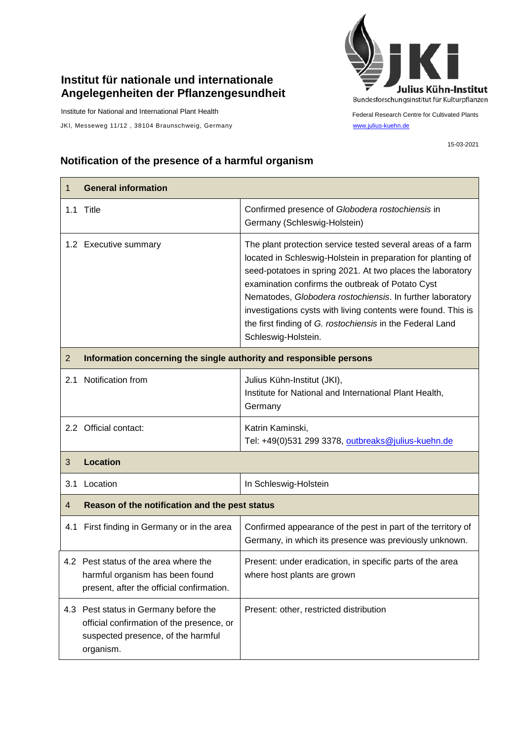# Institut für nationale und internationale Angelegenheiten der Pflanzengesundheit

Institute for National and International Plant Health

JKI, Messeweg 11/12 , 38104 Braunschweig, Germany

Julius Kühn-Institut
Bundesforschungsinstitut für Kulturpflanzen

Federal Research Centre for Cultivated Plants

www.julius-kuehn.de

15-03-2021

## Notification of the presence of a harmful organism

| 1 General information | |
|---|---|
| 1.1 Title | Confirmed presence of *Globodera rostochiensis* in Germany (Schleswig-Holstein) |
| 1.2 Executive summary | The plant protection service tested several areas of a farm located in Schleswig-Holstein in preparation for planting of seed-potatoes in spring 2021. At two places the laboratory examination confirms the outbreak of Potato Cyst Nematodes, *Globodera rostochiensis*. In further laboratory investigations cysts with living contents were found. This is the first finding of *G. rostochiensis* in the Federal Land Schleswig-Holstein. |
| **2 Information concerning the single authority and responsible persons** | |
| 2.1 Notification from | Julius Kühn-Institut (JKI), Institute for National and International Plant Health, Germany |
| 2.2 Official contact: | Katrin Kaminski, Tel: +49(0)531 299 3378, outbreaks@julius-kuehn.de |
| **3 Location** | |
| 3.1 Location | In Schleswig-Holstein |
| **4 Reason of the notification and the pest status** | |
| 4.1 First finding in Germany or in the area | Confirmed appearance of the pest in part of the territory of Germany, in which its presence was previously unknown. |
| 4.2 Pest status of the area where the harmful organism has been found present, after the official confirmation. | Present: under eradication, in specific parts of the area where host plants are grown |
| 4.3 Pest status in Germany before the official confirmation of the presence, or suspected presence, of the harmful organism. | Present: other, restricted distribution |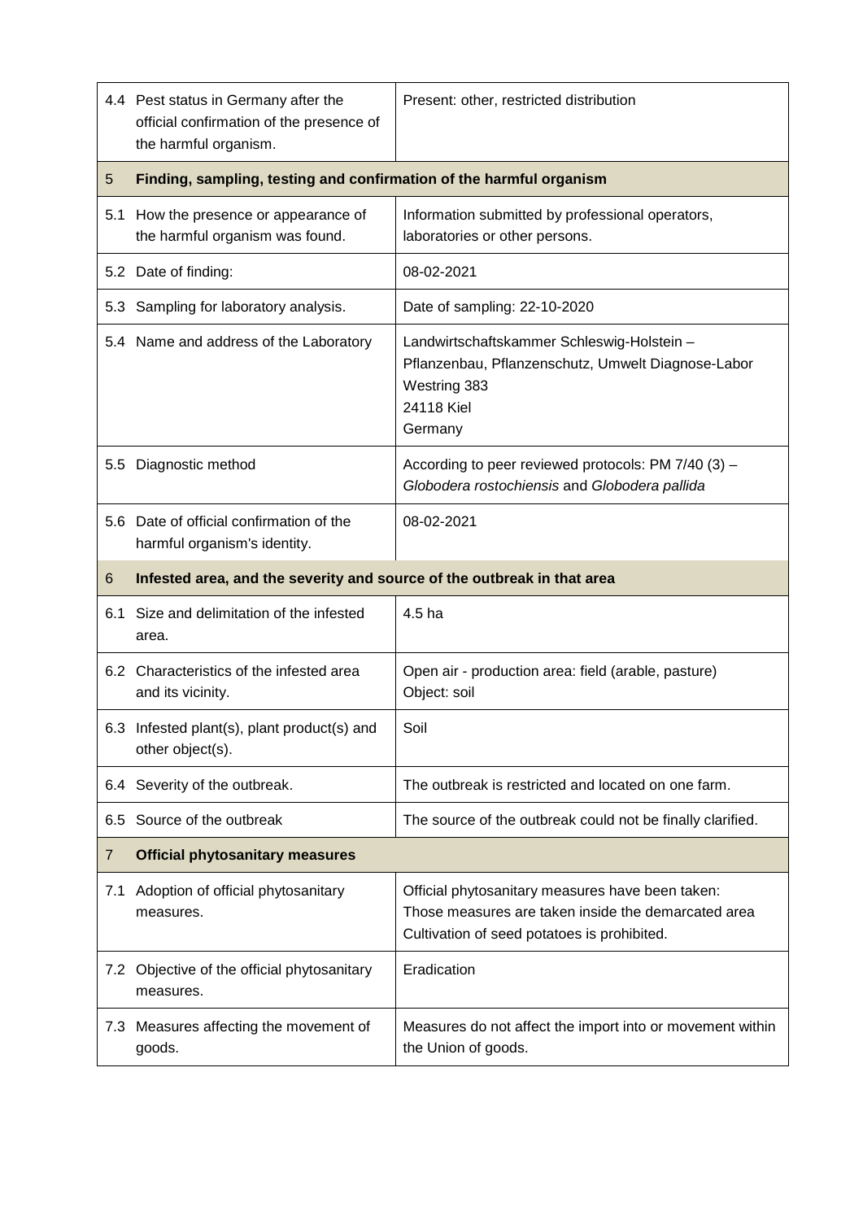| | | |
|---|---|---|
| 4.4 | Pest status in Germany after the official confirmation of the presence of the harmful organism. | Present: other, restricted distribution |
| **5** | **Finding, sampling, testing and confirmation of the harmful organism** | |
| 5.1 | How the presence or appearance of the harmful organism was found. | Information submitted by professional operators, laboratories or other persons. |
| 5.2 | Date of finding: | 08-02-2021 |
| 5.3 | Sampling for laboratory analysis. | Date of sampling: 22-10-2020 |
| 5.4 | Name and address of the Laboratory | Landwirtschaftskammer Schleswig-Holstein – Pflanzenbau, Pflanzenschutz, Umwelt Diagnose-Labor<br>Westring 383<br>24118 Kiel<br>Germany |
| 5.5 | Diagnostic method | According to peer reviewed protocols: PM 7/40 (3) – *Globodera rostochiensis* and *Globodera pallida* |
| 5.6 | Date of official confirmation of the harmful organism's identity. | 08-02-2021 |
| **6** | **Infested area, and the severity and source of the outbreak in that area** | |
| 6.1 | Size and delimitation of the infested area. | 4.5 ha |
| 6.2 | Characteristics of the infested area and its vicinity. | Open air - production area: field (arable, pasture)<br>Object: soil |
| 6.3 | Infested plant(s), plant product(s) and other object(s). | Soil |
| 6.4 | Severity of the outbreak. | The outbreak is restricted and located on one farm. |
| 6.5 | Source of the outbreak | The source of the outbreak could not be finally clarified. |
| **7** | **Official phytosanitary measures** | |
| 7.1 | Adoption of official phytosanitary measures. | Official phytosanitary measures have been taken:<br>Those measures are taken inside the demarcated area<br>Cultivation of seed potatoes is prohibited. |
| 7.2 | Objective of the official phytosanitary measures. | Eradication |
| 7.3 | Measures affecting the movement of goods. | Measures do not affect the import into or movement within the Union of goods. |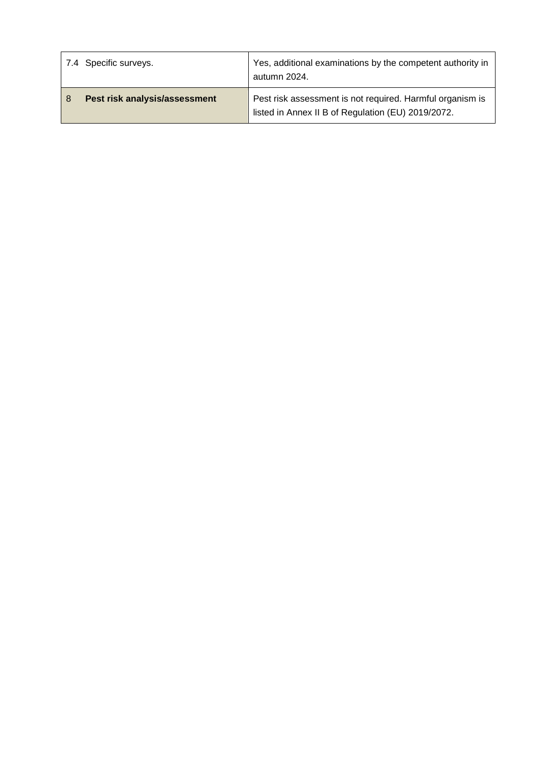| | |
|---|---|
| 7.4 Specific surveys. | Yes, additional examinations by the competent authority in autumn 2024. |
| **8 Pest risk analysis/assessment** | Pest risk assessment is not required. Harmful organism is listed in Annex II B of Regulation (EU) 2019/2072. |